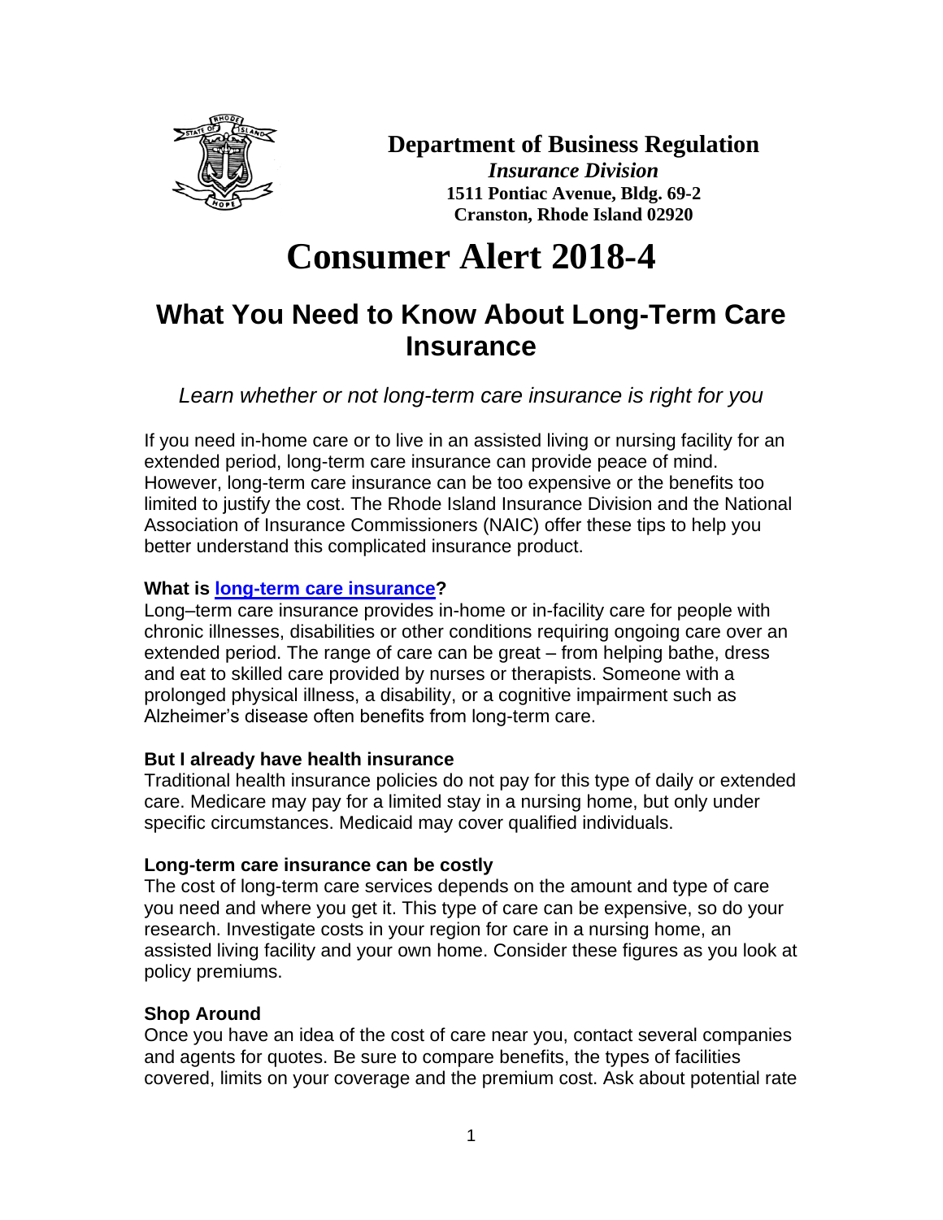**Department of Business Regulation**
*Insurance Division*
**1511 Pontiac Avenue, Bldg. 69-2**
**Cranston, Rhode Island 02920**

# Consumer Alert 2018-4

## What You Need to Know About Long-Term Care Insurance

*Learn whether or not long-term care insurance is right for you*

If you need in-home care or to live in an assisted living or nursing facility for an extended period, long-term care insurance can provide peace of mind. However, long-term care insurance can be too expensive or the benefits too limited to justify the cost. The Rhode Island Insurance Division and the National Association of Insurance Commissioners (NAIC) offer these tips to help you better understand this complicated insurance product.

**What is long-term care insurance?**

Long–term care insurance provides in-home or in-facility care for people with chronic illnesses, disabilities or other conditions requiring ongoing care over an extended period. The range of care can be great – from helping bathe, dress and eat to skilled care provided by nurses or therapists. Someone with a prolonged physical illness, a disability, or a cognitive impairment such as Alzheimer's disease often benefits from long-term care.

**But I already have health insurance**

Traditional health insurance policies do not pay for this type of daily or extended care. Medicare may pay for a limited stay in a nursing home, but only under specific circumstances. Medicaid may cover qualified individuals.

**Long-term care insurance can be costly**

The cost of long-term care services depends on the amount and type of care you need and where you get it. This type of care can be expensive, so do your research. Investigate costs in your region for care in a nursing home, an assisted living facility and your own home. Consider these figures as you look at policy premiums.

**Shop Around**

Once you have an idea of the cost of care near you, contact several companies and agents for quotes. Be sure to compare benefits, the types of facilities covered, limits on your coverage and the premium cost. Ask about potential rate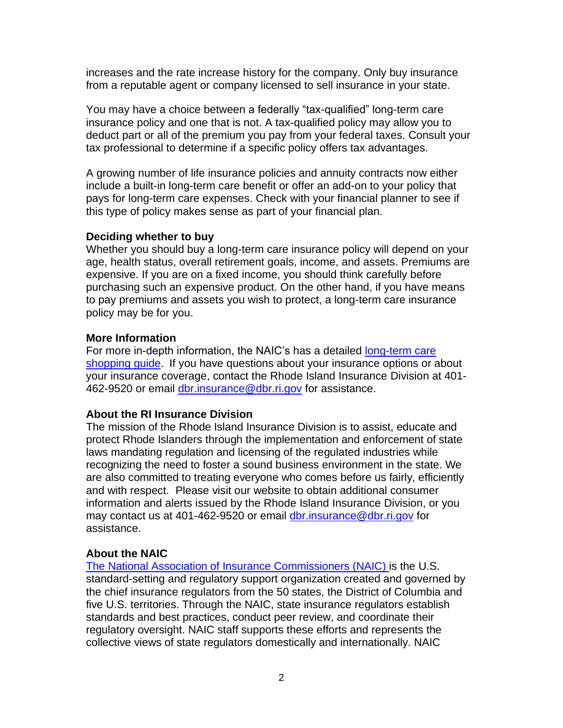increases and the rate increase history for the company. Only buy insurance from a reputable agent or company licensed to sell insurance in your state.

You may have a choice between a federally "tax-qualified" long-term care insurance policy and one that is not. A tax-qualified policy may allow you to deduct part or all of the premium you pay from your federal taxes. Consult your tax professional to determine if a specific policy offers tax advantages.

A growing number of life insurance policies and annuity contracts now either include a built-in long-term care benefit or offer an add-on to your policy that pays for long-term care expenses. Check with your financial planner to see if this type of policy makes sense as part of your financial plan.

**Deciding whether to buy**

Whether you should buy a long-term care insurance policy will depend on your age, health status, overall retirement goals, income, and assets. Premiums are expensive. If you are on a fixed income, you should think carefully before purchasing such an expensive product. On the other hand, if you have means to pay premiums and assets you wish to protect, a long-term care insurance policy may be for you.

**More Information**

For more in-depth information, the NAIC's has a detailed [long-term care shopping guide](). If you have questions about your insurance options or about your insurance coverage, contact the Rhode Island Insurance Division at 401-462-9520 or email [dbr.insurance@dbr.ri.gov]() for assistance.

**About the RI Insurance Division**

The mission of the Rhode Island Insurance Division is to assist, educate and protect Rhode Islanders through the implementation and enforcement of state laws mandating regulation and licensing of the regulated industries while recognizing the need to foster a sound business environment in the state. We are also committed to treating everyone who comes before us fairly, efficiently and with respect. Please visit our website to obtain additional consumer information and alerts issued by the Rhode Island Insurance Division, or you may contact us at 401-462-9520 or email [dbr.insurance@dbr.ri.gov]() for assistance.

**About the NAIC**

[The National Association of Insurance Commissioners (NAIC)]() is the U.S. standard-setting and regulatory support organization created and governed by the chief insurance regulators from the 50 states, the District of Columbia and five U.S. territories. Through the NAIC, state insurance regulators establish standards and best practices, conduct peer review, and coordinate their regulatory oversight. NAIC staff supports these efforts and represents the collective views of state regulators domestically and internationally. NAIC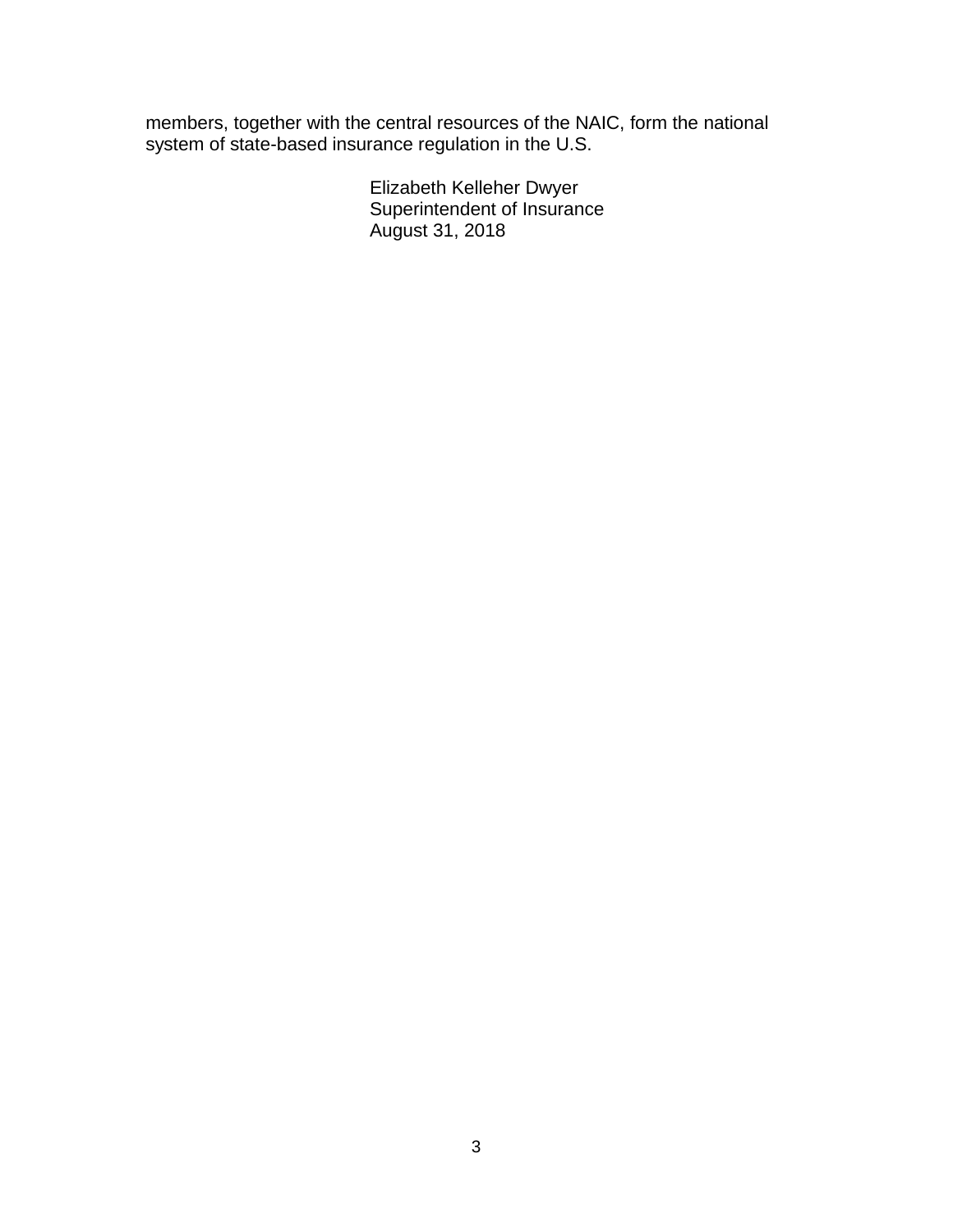members, together with the central resources of the NAIC, form the national system of state-based insurance regulation in the U.S.

Elizabeth Kelleher Dwyer
Superintendent of Insurance
August 31, 2018